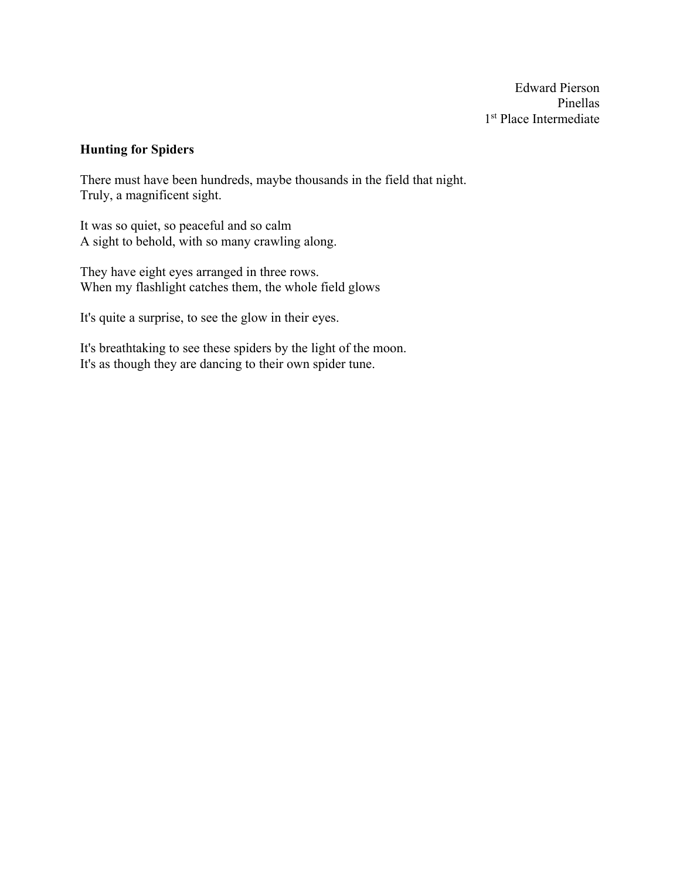Edward Pierson
Pinellas
1st Place Intermediate

**Hunting for Spiders**

There must have been hundreds, maybe thousands in the field that night.
Truly, a magnificent sight.

It was so quiet, so peaceful and so calm
A sight to behold, with so many crawling along.

They have eight eyes arranged in three rows.
When my flashlight catches them, the whole field glows

It's quite a surprise, to see the glow in their eyes.

It's breathtaking to see these spiders by the light of the moon.
It's as though they are dancing to their own spider tune.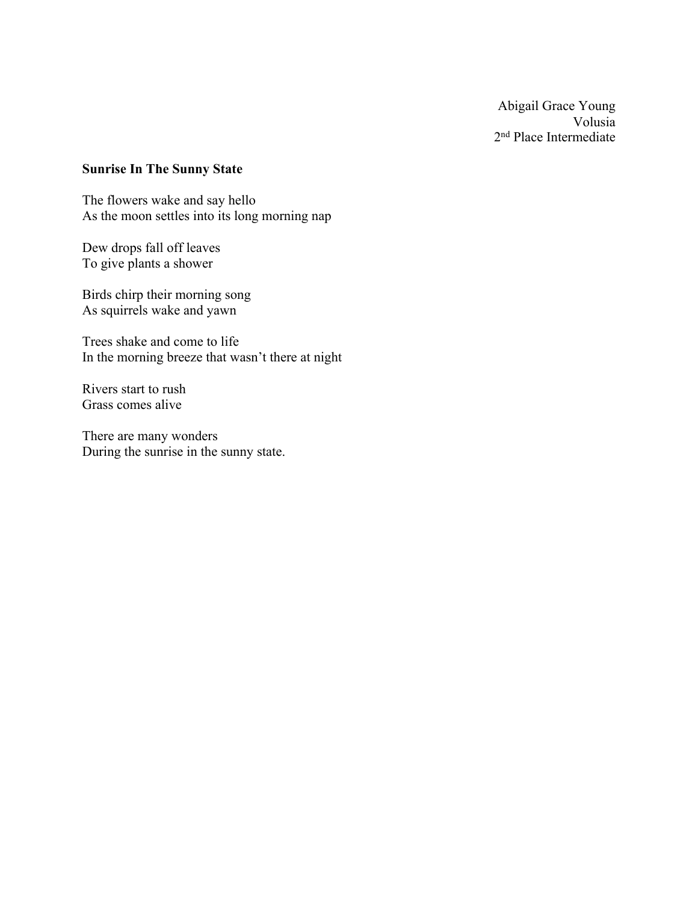Abigail Grace Young
Volusia
2nd Place Intermediate

**Sunrise In The Sunny State**

The flowers wake and say hello
As the moon settles into its long morning nap

Dew drops fall off leaves
To give plants a shower

Birds chirp their morning song
As squirrels wake and yawn

Trees shake and come to life
In the morning breeze that wasn't there at night

Rivers start to rush
Grass comes alive

There are many wonders
During the sunrise in the sunny state.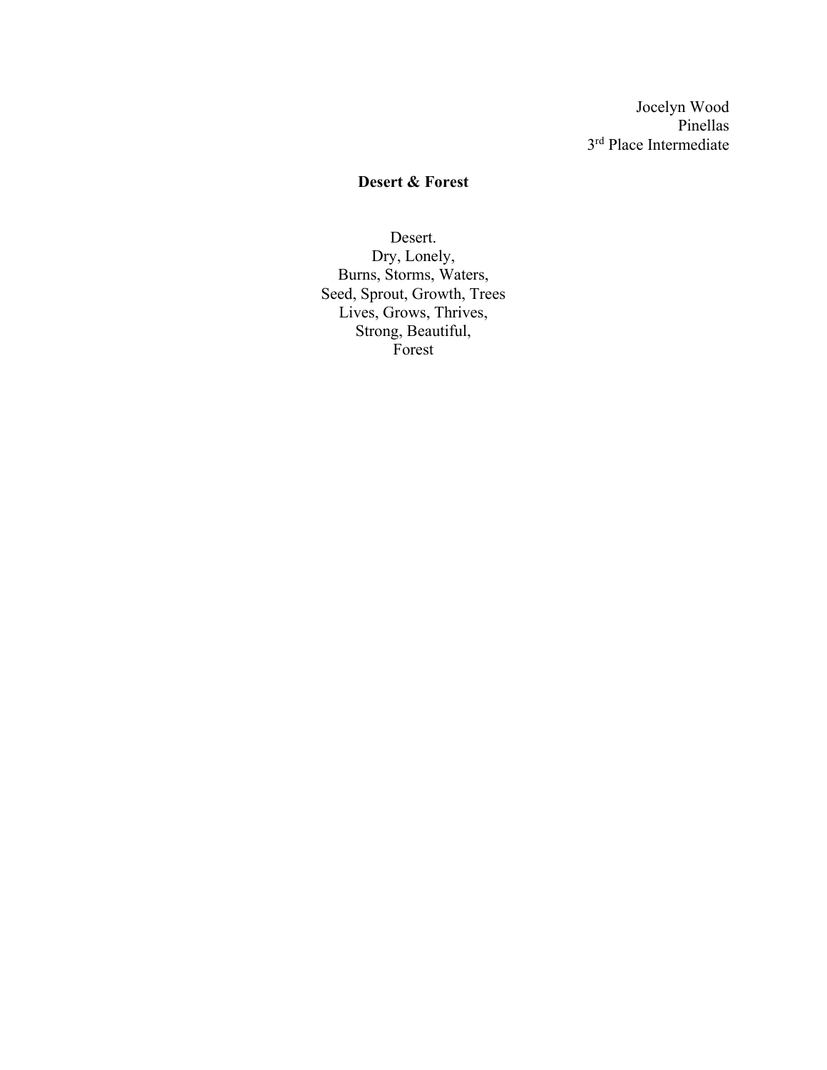Jocelyn Wood
Pinellas
3rd Place Intermediate

**Desert & Forest**

Desert.
Dry, Lonely,
Burns, Storms, Waters,
Seed, Sprout, Growth, Trees
Lives, Grows, Thrives,
Strong, Beautiful,
Forest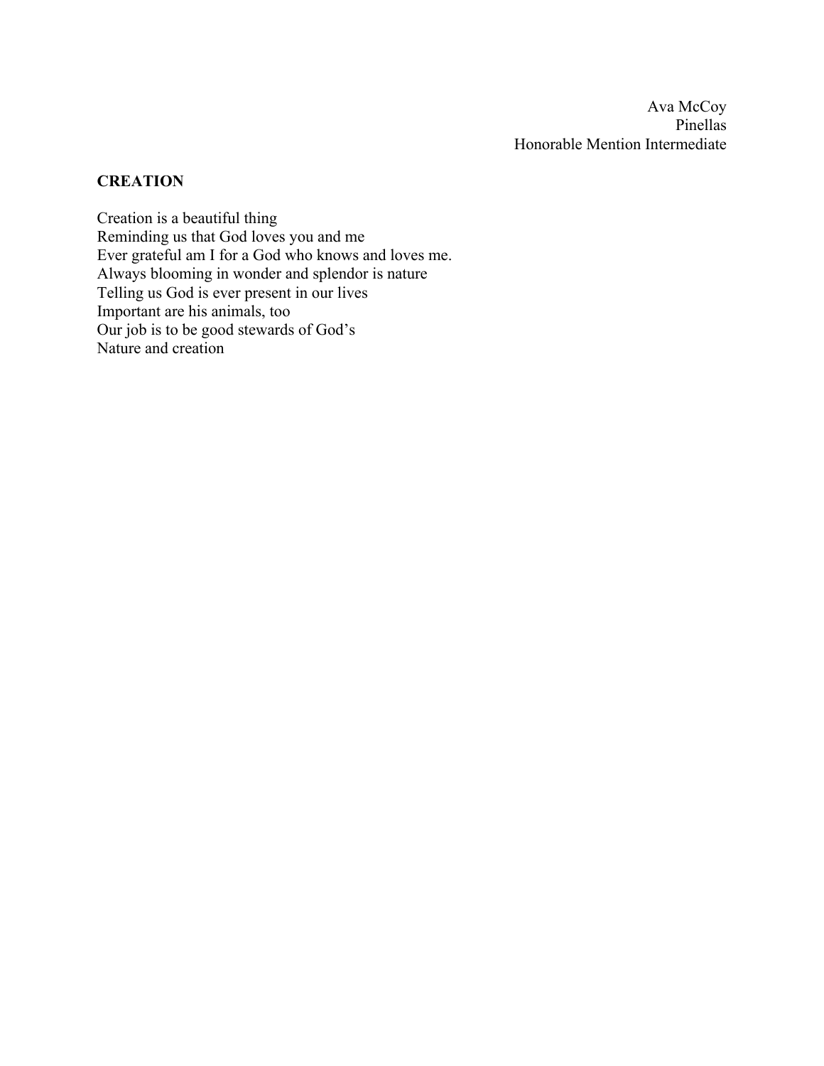Ava McCoy
Pinellas
Honorable Mention Intermediate

**CREATION**

Creation is a beautiful thing
Reminding us that God loves you and me
Ever grateful am I for a God who knows and loves me.
Always blooming in wonder and splendor is nature
Telling us God is ever present in our lives
Important are his animals, too
Our job is to be good stewards of God's
Nature and creation